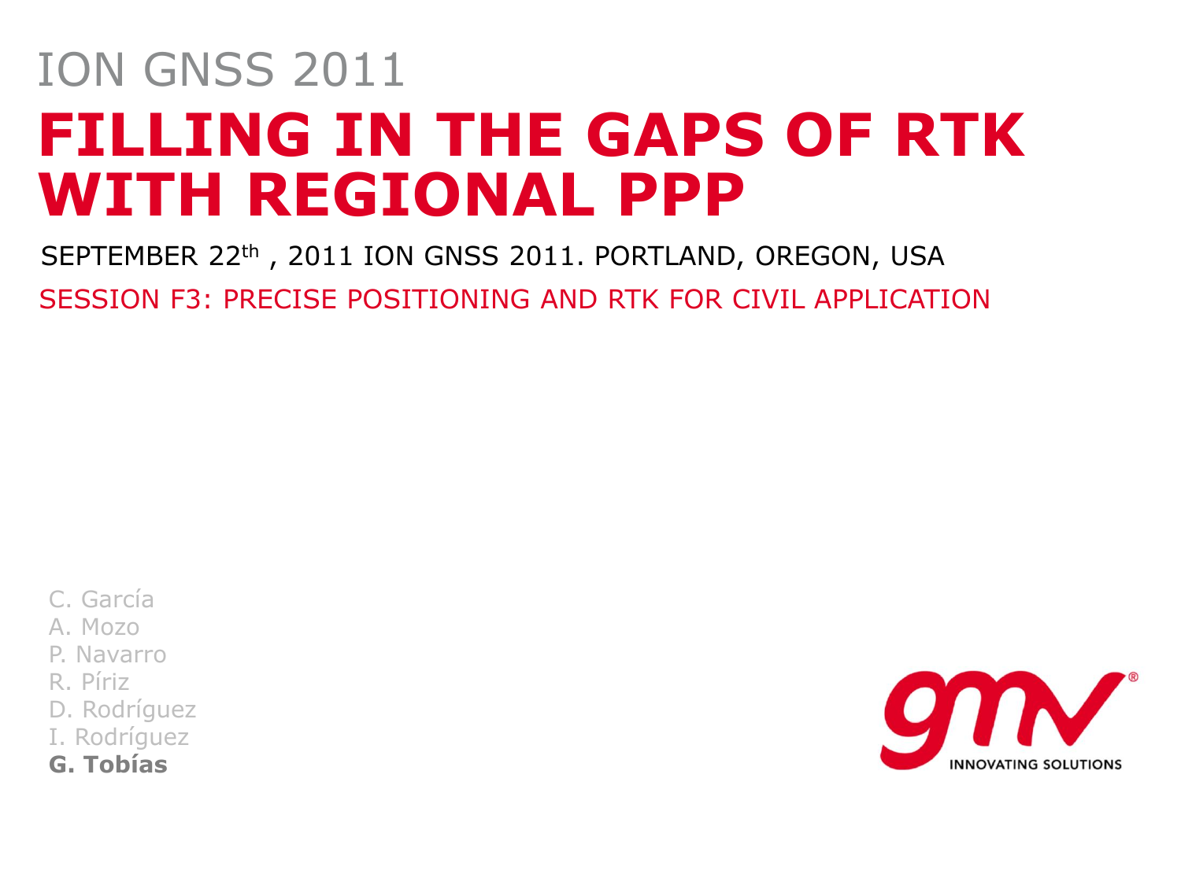ION GNSS 2011

# FILLING IN THE GAPS OF RTK WITH REGIONAL PPP

SEPTEMBER 22th , 2011 ION GNSS 2011. PORTLAND, OREGON, USA

SESSION F3: PRECISE POSITIONING AND RTK FOR CIVIL APPLICATION

C. García
A. Mozo
P. Navarro
R. Píriz
D. Rodríguez
I. Rodríguez
**G. Tobías**

gmv
INNOVATING SOLUTIONS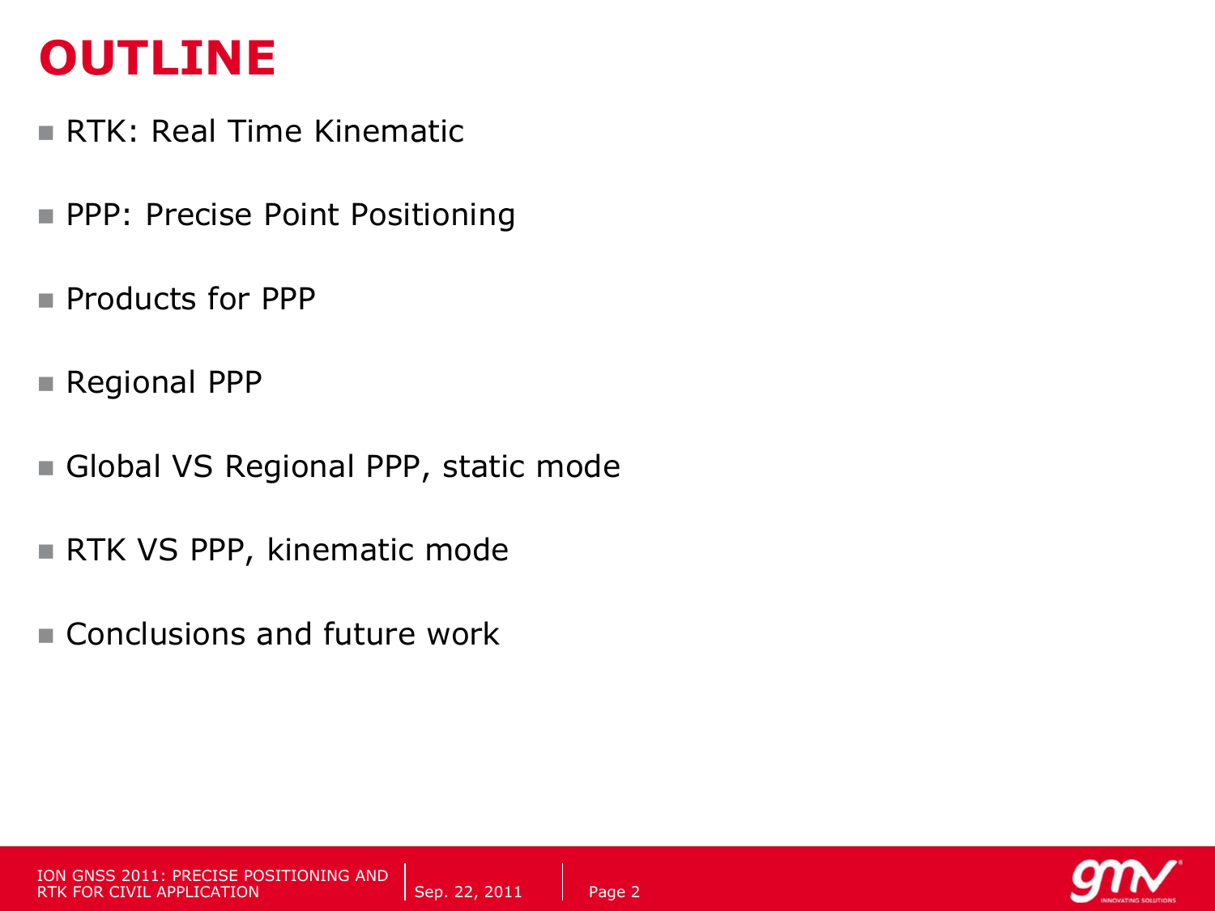# OUTLINE

- RTK: Real Time Kinematic
- PPP: Precise Point Positioning
- Products for PPP
- Regional PPP
- Global VS Regional PPP, static mode
- RTK VS PPP, kinematic mode
- Conclusions and future work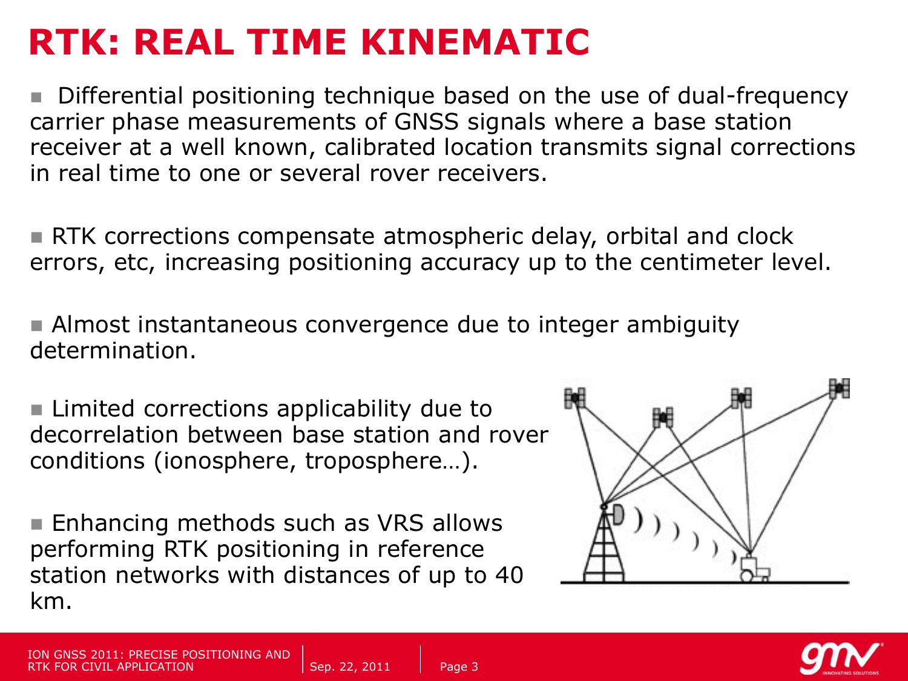# RTK: REAL TIME KINEMATIC

- Differential positioning technique based on the use of dual-frequency carrier phase measurements of GNSS signals where a base station receiver at a well known, calibrated location transmits signal corrections in real time to one or several rover receivers.

- RTK corrections compensate atmospheric delay, orbital and clock errors, etc, increasing positioning accuracy up to the centimeter level.

- Almost instantaneous convergence due to integer ambiguity determination.

- Limited corrections applicability due to decorrelation between base station and rover conditions (ionosphere, troposphere…).

- Enhancing methods such as VRS allows performing RTK positioning in reference station networks with distances of up to 40 km.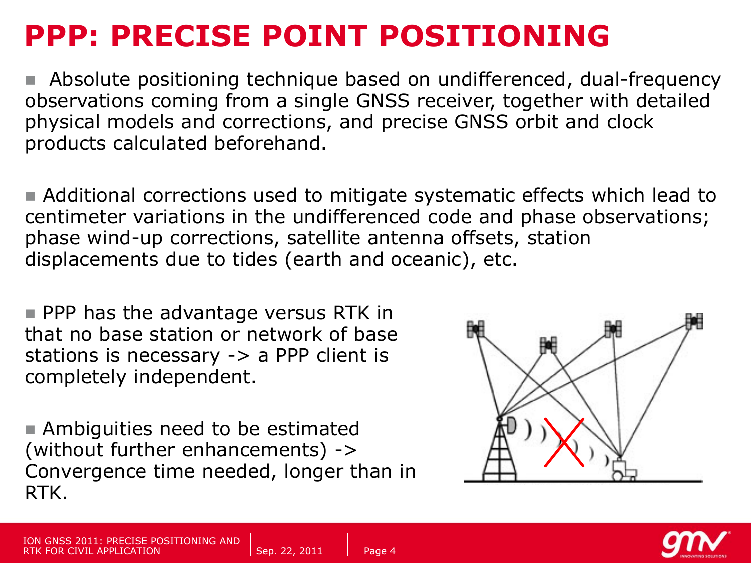# PPP: PRECISE POINT POSITIONING

- Absolute positioning technique based on undifferenced, dual-frequency observations coming from a single GNSS receiver, together with detailed physical models and corrections, and precise GNSS orbit and clock products calculated beforehand.

- Additional corrections used to mitigate systematic effects which lead to centimeter variations in the undifferenced code and phase observations; phase wind-up corrections, satellite antenna offsets, station displacements due to tides (earth and oceanic), etc.

- PPP has the advantage versus RTK in that no base station or network of base stations is necessary -> a PPP client is completely independent.

- Ambiguities need to be estimated (without further enhancements) -> Convergence time needed, longer than in RTK.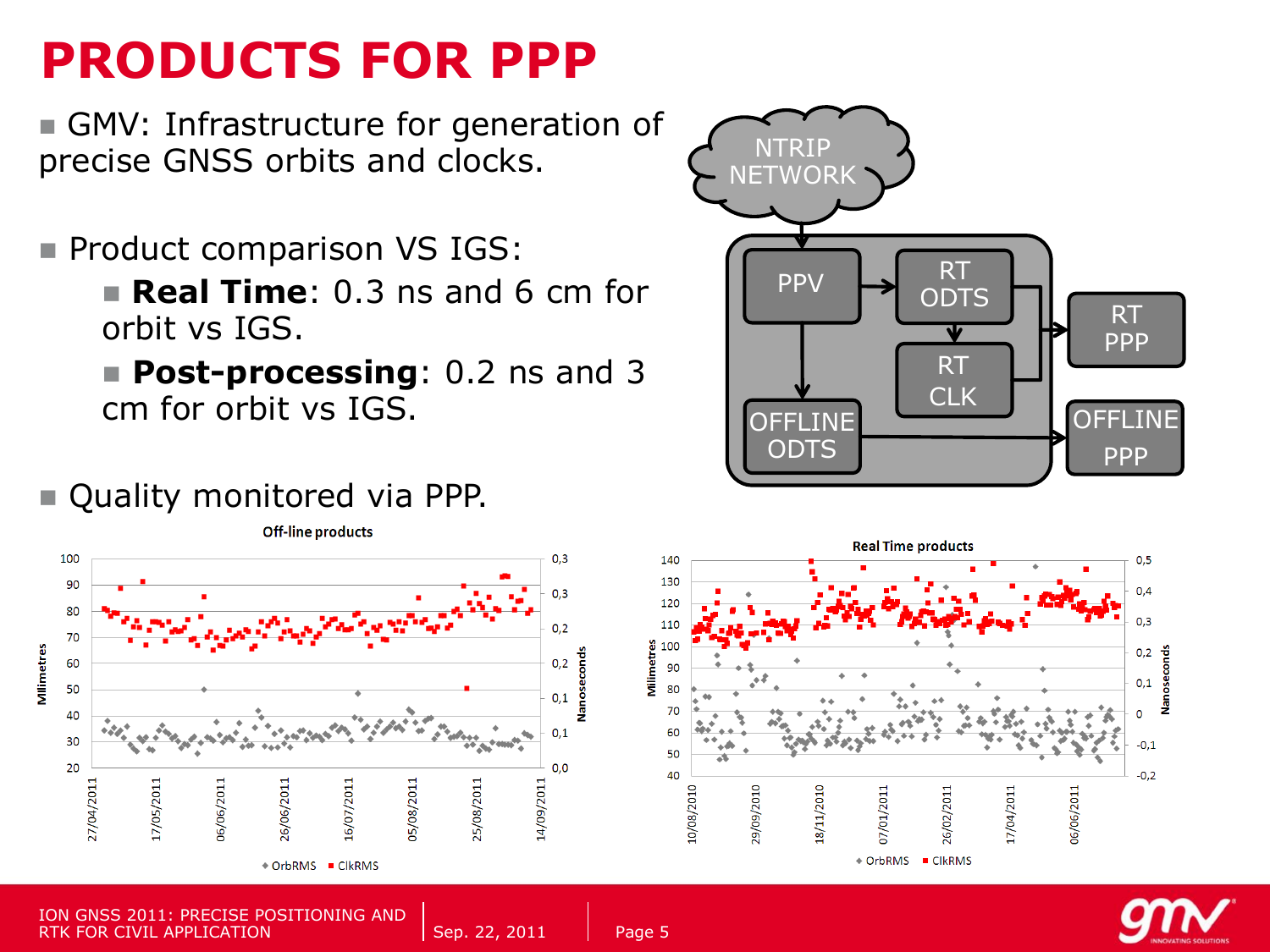# PRODUCTS FOR PPP

- GMV: Infrastructure for generation of precise GNSS orbits and clocks.

- Product comparison VS IGS:
  - **Real Time**: 0.3 ns and 6 cm for orbit vs IGS.
  - **Post-processing**: 0.2 ns and 3 cm for orbit vs IGS.

- Quality monitored via PPP.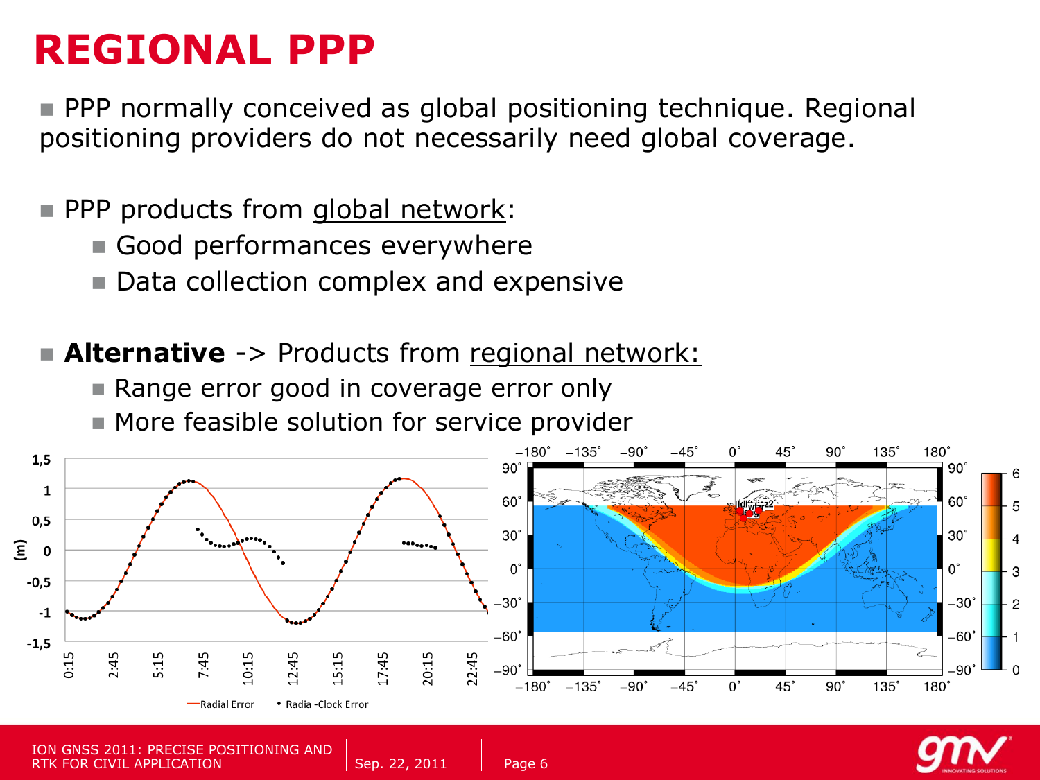# REGIONAL PPP

- PPP normally conceived as global positioning technique. Regional positioning providers do not necessarily need global coverage.

- PPP products from global network:
  - Good performances everywhere
  - Data collection complex and expensive

- **Alternative** -> Products from regional network:
  - Range error good in coverage error only
  - More feasible solution for service provider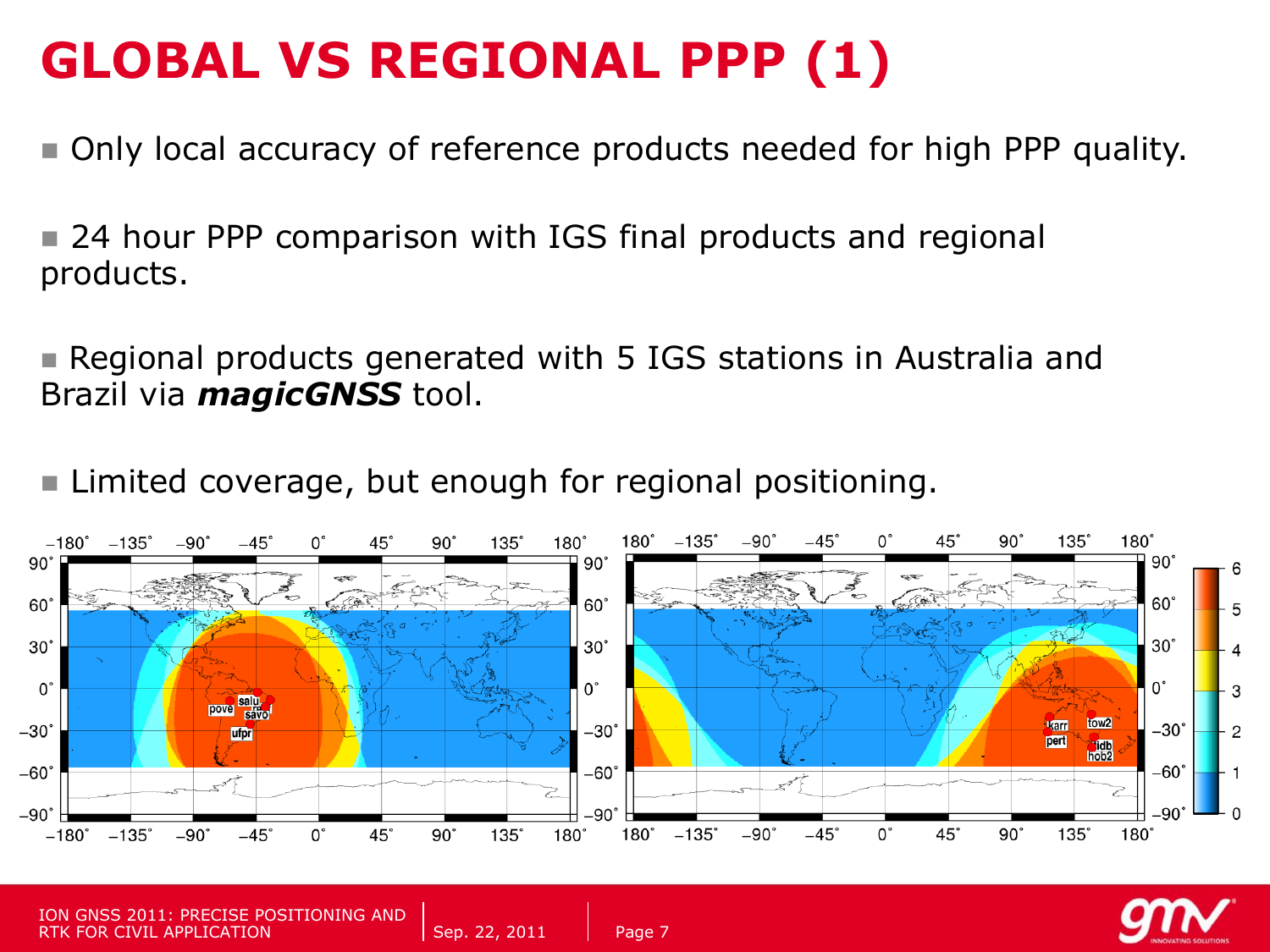# GLOBAL VS REGIONAL PPP (1)

- Only local accuracy of reference products needed for high PPP quality.

- 24 hour PPP comparison with IGS final products and regional products.

- Regional products generated with 5 IGS stations in Australia and Brazil via ***magicGNSS*** tool.

- Limited coverage, but enough for regional positioning.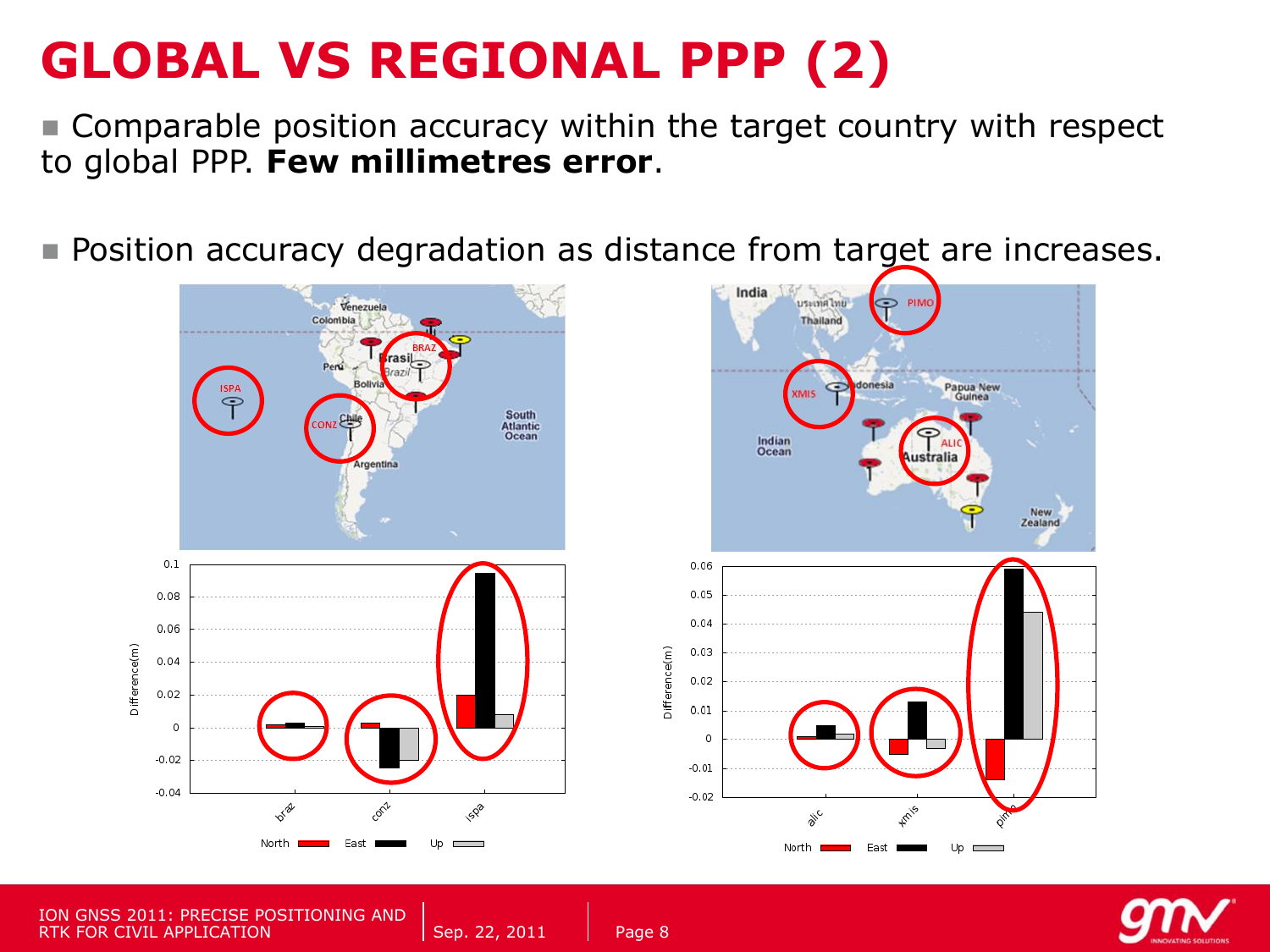# GLOBAL VS REGIONAL PPP (2)

- Comparable position accuracy within the target country with respect to global PPP. **Few millimetres error**.

- Position accuracy degradation as distance from target are increases.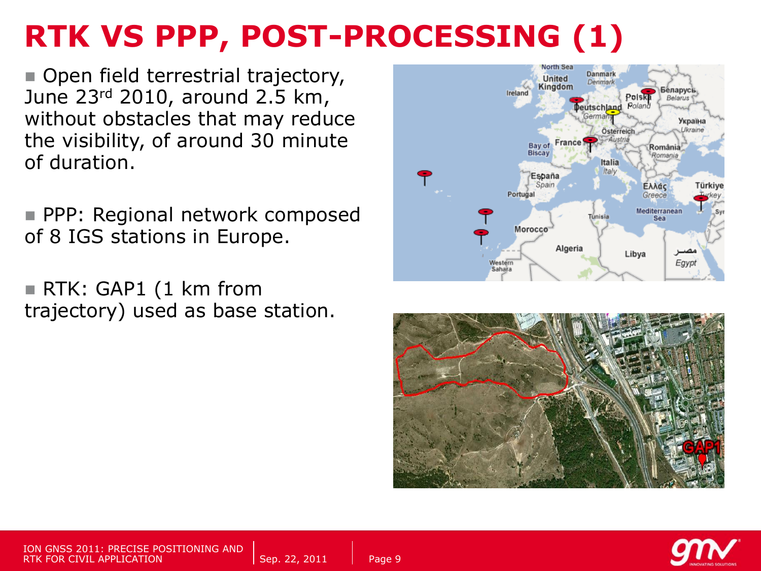# RTK VS PPP, POST-PROCESSING (1)

- Open field terrestrial trajectory, June 23rd 2010, around 2.5 km, without obstacles that may reduce the visibility, of around 30 minute of duration.

- PPP: Regional network composed of 8 IGS stations in Europe.

- RTK: GAP1 (1 km from trajectory) used as base station.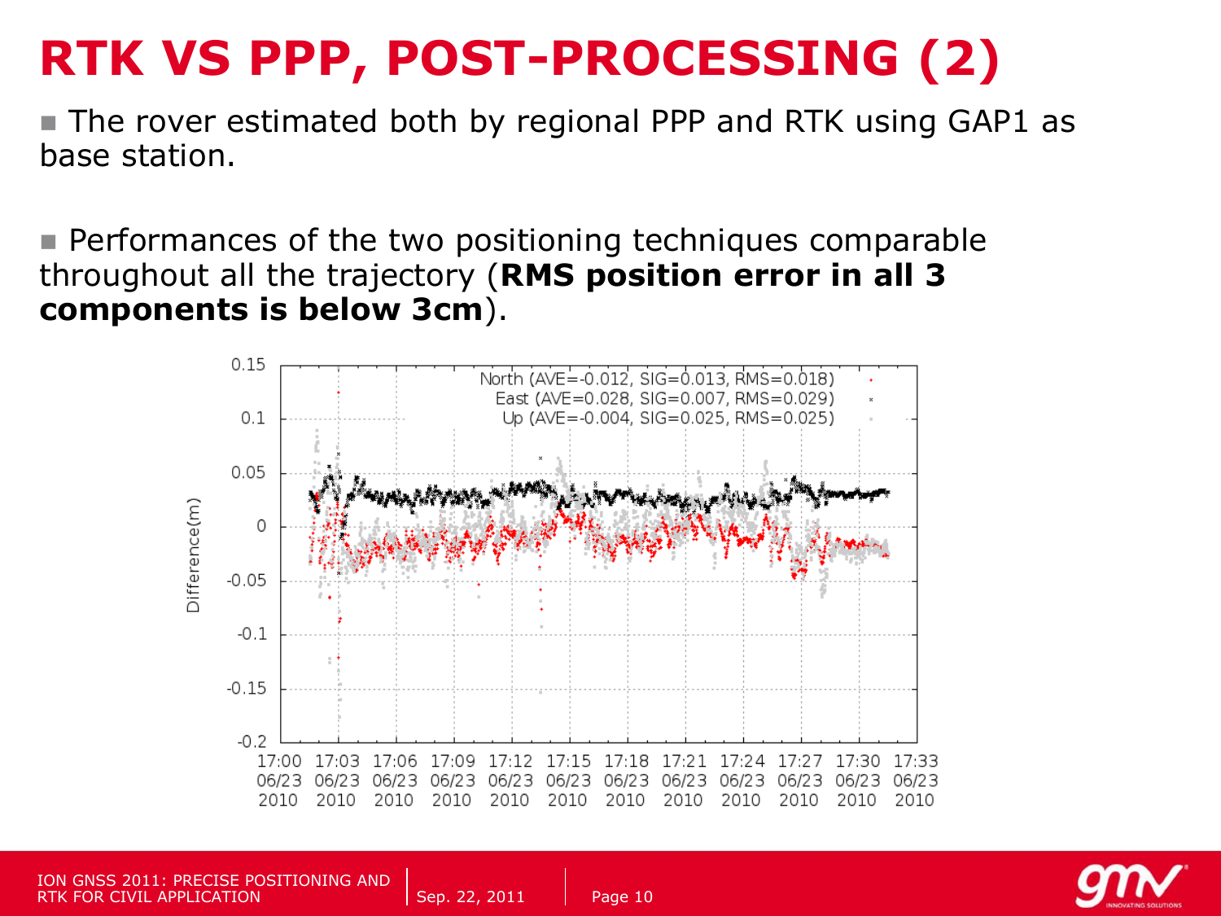# RTK VS PPP, POST-PROCESSING (2)

- The rover estimated both by regional PPP and RTK using GAP1 as base station.

- Performances of the two positioning techniques comparable throughout all the trajectory (**RMS position error in all 3 components is below 3cm**).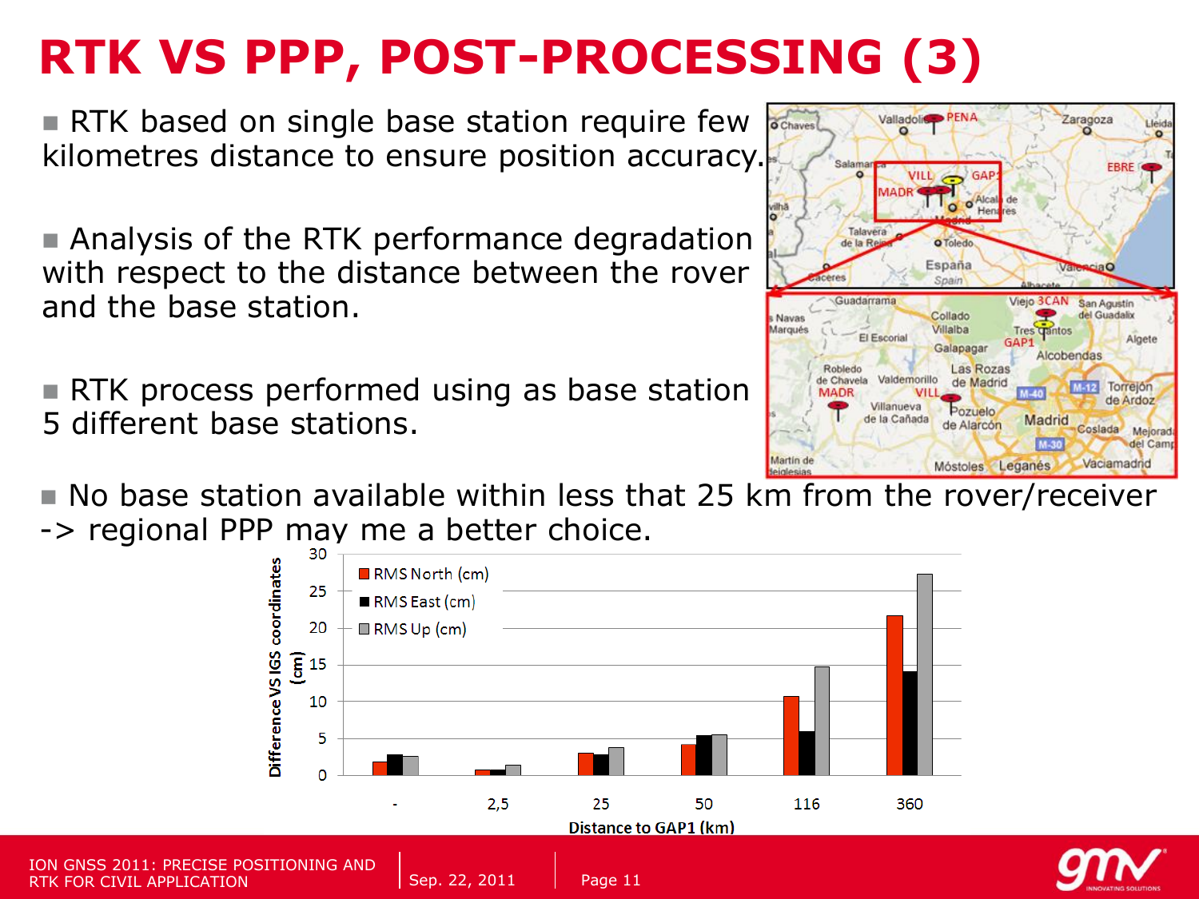# RTK VS PPP, POST-PROCESSING (3)

- RTK based on single base station require few kilometres distance to ensure position accuracy.

- Analysis of the RTK performance degradation with respect to the distance between the rover and the base station.

- RTK process performed using as base station 5 different base stations.

- No base station available within less that 25 km from the rover/receiver -> regional PPP may me a better choice.

| Distance to GAP1 (km) | RMS North (cm) | RMS East (cm) | RMS Up (cm) |
|---|---|---|---|
| - | ~1.8 | ~2.8 | ~2.6 |
| 2,5 | ~0.7 | ~0.7 | ~1.3 |
| 25 | ~3.0 | ~2.8 | ~3.8 |
| 50 | ~4.2 | ~5.4 | ~5.5 |
| 116 | ~10.7 | ~6.0 | ~14.8 |
| 360 | ~21.8 | ~14.1 | ~27.3 |

Y-axis: Difference VS IGS coordinates (cm)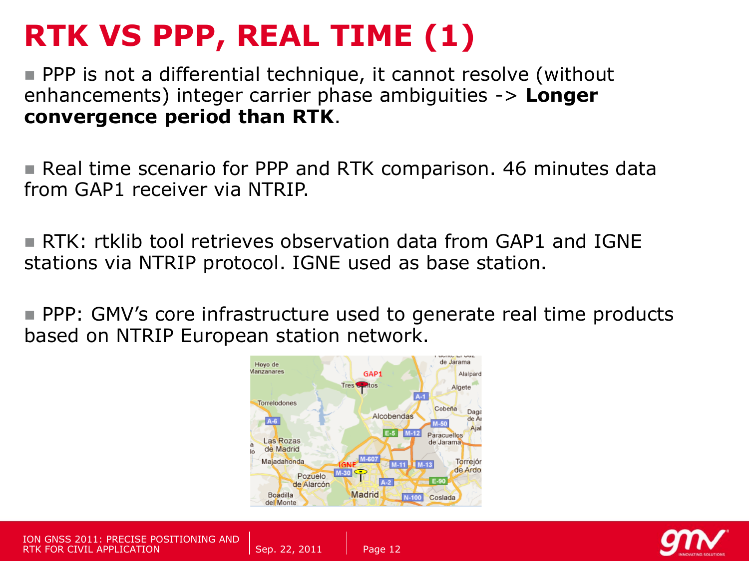# RTK VS PPP, REAL TIME (1)

- PPP is not a differential technique, it cannot resolve (without enhancements) integer carrier phase ambiguities -> **Longer convergence period than RTK**.

- Real time scenario for PPP and RTK comparison. 46 minutes data from GAP1 receiver via NTRIP.

- RTK: rtklib tool retrieves observation data from GAP1 and IGNE stations via NTRIP protocol. IGNE used as base station.

- PPP: GMV's core infrastructure used to generate real time products based on NTRIP European station network.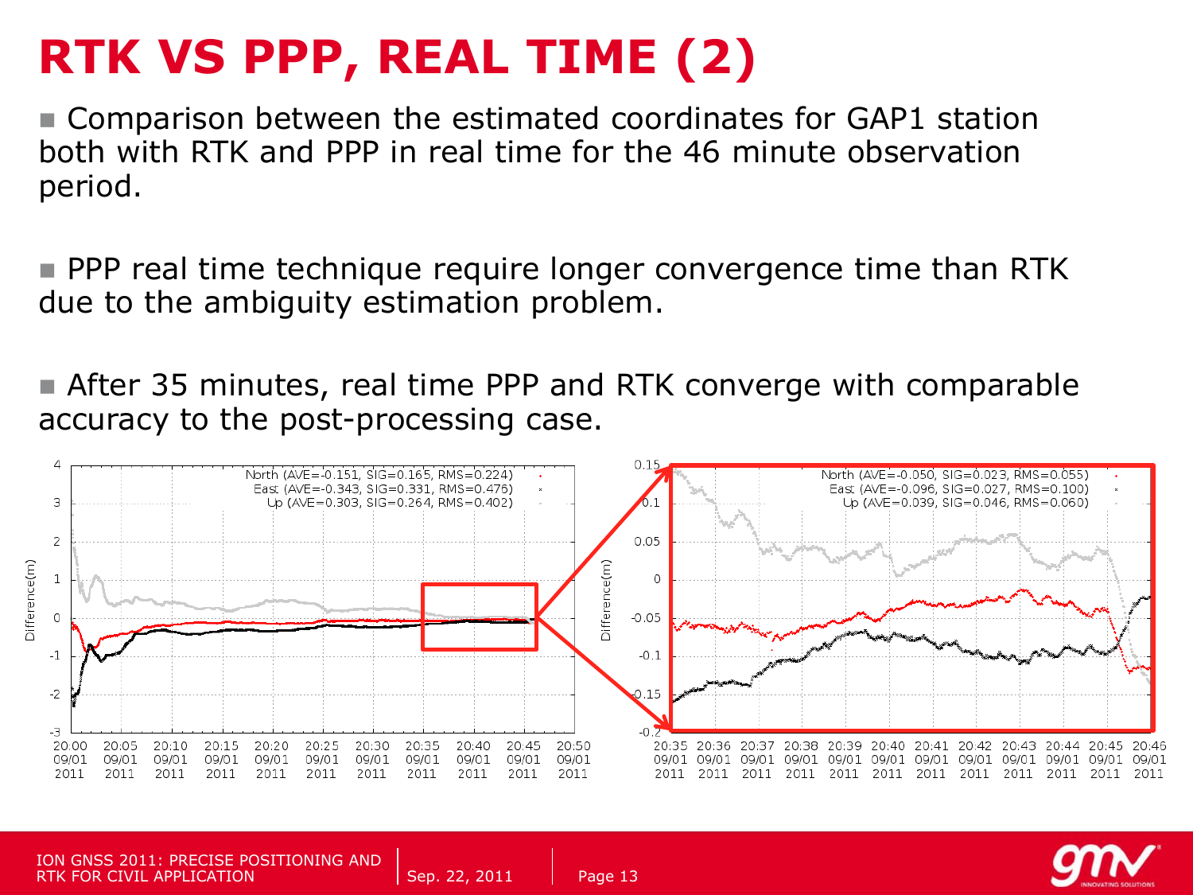# RTK VS PPP, REAL TIME (2)

- Comparison between the estimated coordinates for GAP1 station both with RTK and PPP in real time for the 46 minute observation period.

- PPP real time technique require longer convergence time than RTK due to the ambiguity estimation problem.

- After 35 minutes, real time PPP and RTK converge with comparable accuracy to the post-processing case.

North (AVE=-0.151, SIG=0.165, RMS=0.224)
East (AVE=-0.343, SIG=0.331, RMS=0.476)
Up (AVE=0.303, SIG=0.264, RMS=0.402)

North (AVE=-0.050, SIG=0.023, RMS=0.055)
East (AVE=-0.096, SIG=0.027, RMS=0.100)
Up (AVE=0.039, SIG=0.046, RMS=0.060)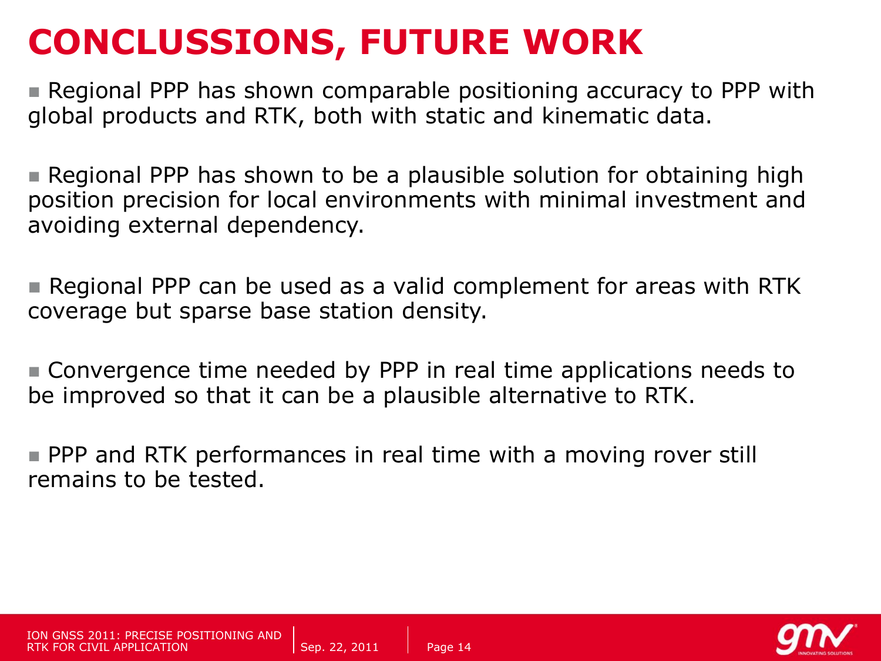# CONCLUSSIONS, FUTURE WORK

- Regional PPP has shown comparable positioning accuracy to PPP with global products and RTK, both with static and kinematic data.

- Regional PPP has shown to be a plausible solution for obtaining high position precision for local environments with minimal investment and avoiding external dependency.

- Regional PPP can be used as a valid complement for areas with RTK coverage but sparse base station density.

- Convergence time needed by PPP in real time applications needs to be improved so that it can be a plausible alternative to RTK.

- PPP and RTK performances in real time with a moving rover still remains to be tested.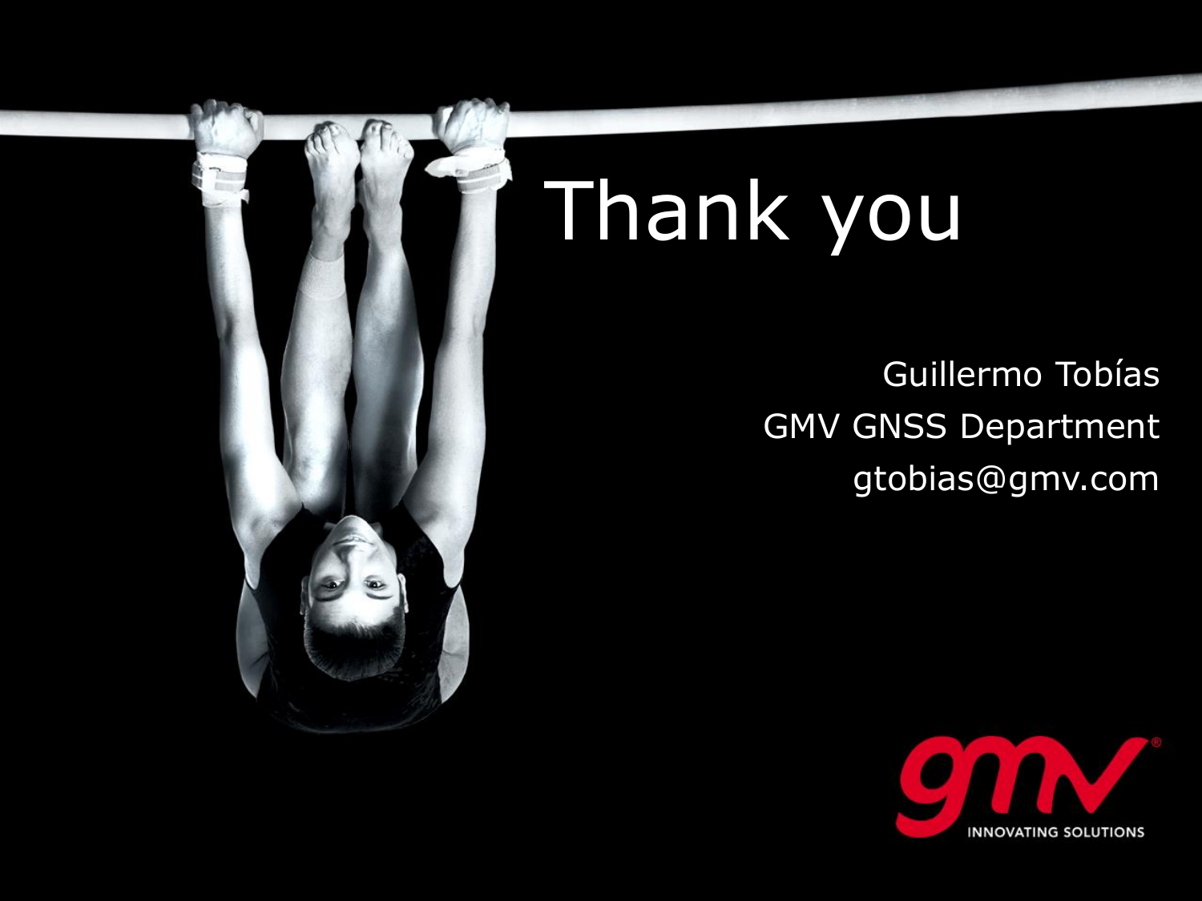# Thank you

Guillermo Tobías

GMV GNSS Department

gtobias@gmv.com

INNOVATING SOLUTIONS